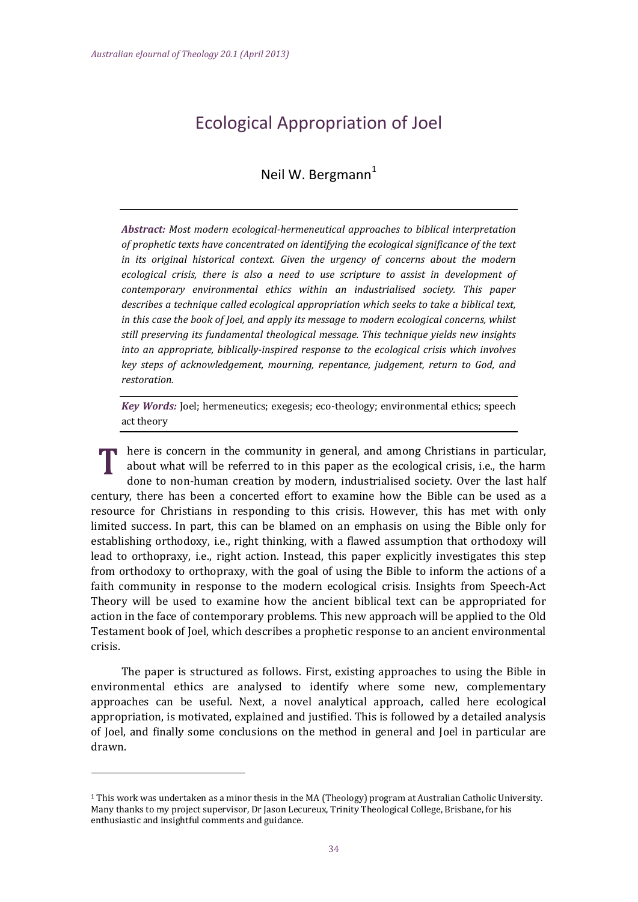# Ecological Appropriation of Joel

Neil W. Bergmann[1]

***Abstract:*** *Most modern ecological-hermeneutical approaches to biblical interpretation of prophetic texts have concentrated on identifying the ecological significance of the text in its original historical context. Given the urgency of concerns about the modern ecological crisis, there is also a need to use scripture to assist in development of contemporary environmental ethics within an industrialised society. This paper describes a technique called ecological appropriation which seeks to take a biblical text, in this case the book of Joel, and apply its message to modern ecological concerns, whilst still preserving its fundamental theological message. This technique yields new insights into an appropriate, biblically-inspired response to the ecological crisis which involves key steps of acknowledgement, mourning, repentance, judgement, return to God, and restoration.*

***Key Words:*** Joel; hermeneutics; exegesis; eco-theology; environmental ethics; speech act theory

There is concern in the community in general, and among Christians in particular, about what will be referred to in this paper as the ecological crisis, i.e., the harm done to non-human creation by modern, industrialised society. Over the last half century, there has been a concerted effort to examine how the Bible can be used as a resource for Christians in responding to this crisis. However, this has met with only limited success. In part, this can be blamed on an emphasis on using the Bible only for establishing orthodoxy, i.e., right thinking, with a flawed assumption that orthodoxy will lead to orthopraxy, i.e., right action. Instead, this paper explicitly investigates this step from orthodoxy to orthopraxy, with the goal of using the Bible to inform the actions of a faith community in response to the modern ecological crisis. Insights from Speech-Act Theory will be used to examine how the ancient biblical text can be appropriated for action in the face of contemporary problems. This new approach will be applied to the Old Testament book of Joel, which describes a prophetic response to an ancient environmental crisis.

The paper is structured as follows. First, existing approaches to using the Bible in environmental ethics are analysed to identify where some new, complementary approaches can be useful. Next, a novel analytical approach, called here ecological appropriation, is motivated, explained and justified. This is followed by a detailed analysis of Joel, and finally some conclusions on the method in general and Joel in particular are drawn.

[1] This work was undertaken as a minor thesis in the MA (Theology) program at Australian Catholic University. Many thanks to my project supervisor, Dr Jason Lecureux, Trinity Theological College, Brisbane, for his enthusiastic and insightful comments and guidance.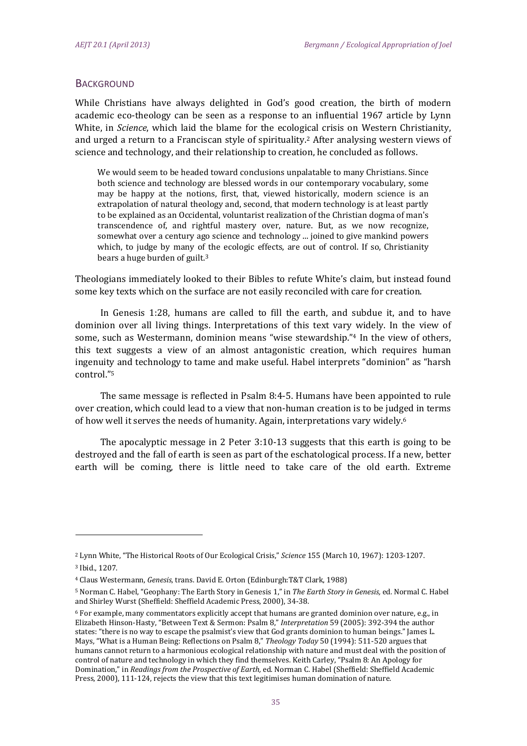## BACKGROUND

While Christians have always delighted in God's good creation, the birth of modern academic eco-theology can be seen as a response to an influential 1967 article by Lynn White, in *Science*, which laid the blame for the ecological crisis on Western Christianity, and urged a return to a Franciscan style of spirituality.[2] After analysing western views of science and technology, and their relationship to creation, he concluded as follows.

> We would seem to be headed toward conclusions unpalatable to many Christians. Since both science and technology are blessed words in our contemporary vocabulary, some may be happy at the notions, first, that, viewed historically, modern science is an extrapolation of natural theology and, second, that modern technology is at least partly to be explained as an Occidental, voluntarist realization of the Christian dogma of man's transcendence of, and rightful mastery over, nature. But, as we now recognize, somewhat over a century ago science and technology … joined to give mankind powers which, to judge by many of the ecologic effects, are out of control. If so, Christianity bears a huge burden of guilt.[3]

Theologians immediately looked to their Bibles to refute White's claim, but instead found some key texts which on the surface are not easily reconciled with care for creation.

In Genesis 1:28, humans are called to fill the earth, and subdue it, and to have dominion over all living things. Interpretations of this text vary widely. In the view of some, such as Westermann, dominion means "wise stewardship."[4] In the view of others, this text suggests a view of an almost antagonistic creation, which requires human ingenuity and technology to tame and make useful. Habel interprets "dominion" as "harsh control."[5]

The same message is reflected in Psalm 8:4-5. Humans have been appointed to rule over creation, which could lead to a view that non-human creation is to be judged in terms of how well it serves the needs of humanity. Again, interpretations vary widely.[6]

The apocalyptic message in 2 Peter 3:10-13 suggests that this earth is going to be destroyed and the fall of earth is seen as part of the eschatological process. If a new, better earth will be coming, there is little need to take care of the old earth. Extreme

---

[2] Lynn White, "The Historical Roots of Our Ecological Crisis," *Science* 155 (March 10, 1967): 1203-1207.

[3] Ibid., 1207.

[4] Claus Westermann, *Genesis*, trans. David E. Orton (Edinburgh:T&T Clark, 1988)

[5] Norman C. Habel, "Geophany: The Earth Story in Genesis 1," in *The Earth Story in Genesis,* ed. Normal C. Habel and Shirley Wurst (Sheffield: Sheffield Academic Press, 2000), 34-38.

[6] For example, many commentators explicitly accept that humans are granted dominion over nature, e.g., in Elizabeth Hinson-Hasty, "Between Text & Sermon: Psalm 8," *Interpretation* 59 (2005): 392-394 the author states: "there is no way to escape the psalmist's view that God grants dominion to human beings." James L. Mays, "What is a Human Being: Reflections on Psalm 8," *Theology Today* 50 (1994): 511-520 argues that humans cannot return to a harmonious ecological relationship with nature and must deal with the position of control of nature and technology in which they find themselves. Keith Carley, "Psalm 8: An Apology for Domination," in *Readings from the Prospective of Earth,* ed. Norman C. Habel (Sheffield: Sheffield Academic Press, 2000), 111-124, rejects the view that this text legitimises human domination of nature.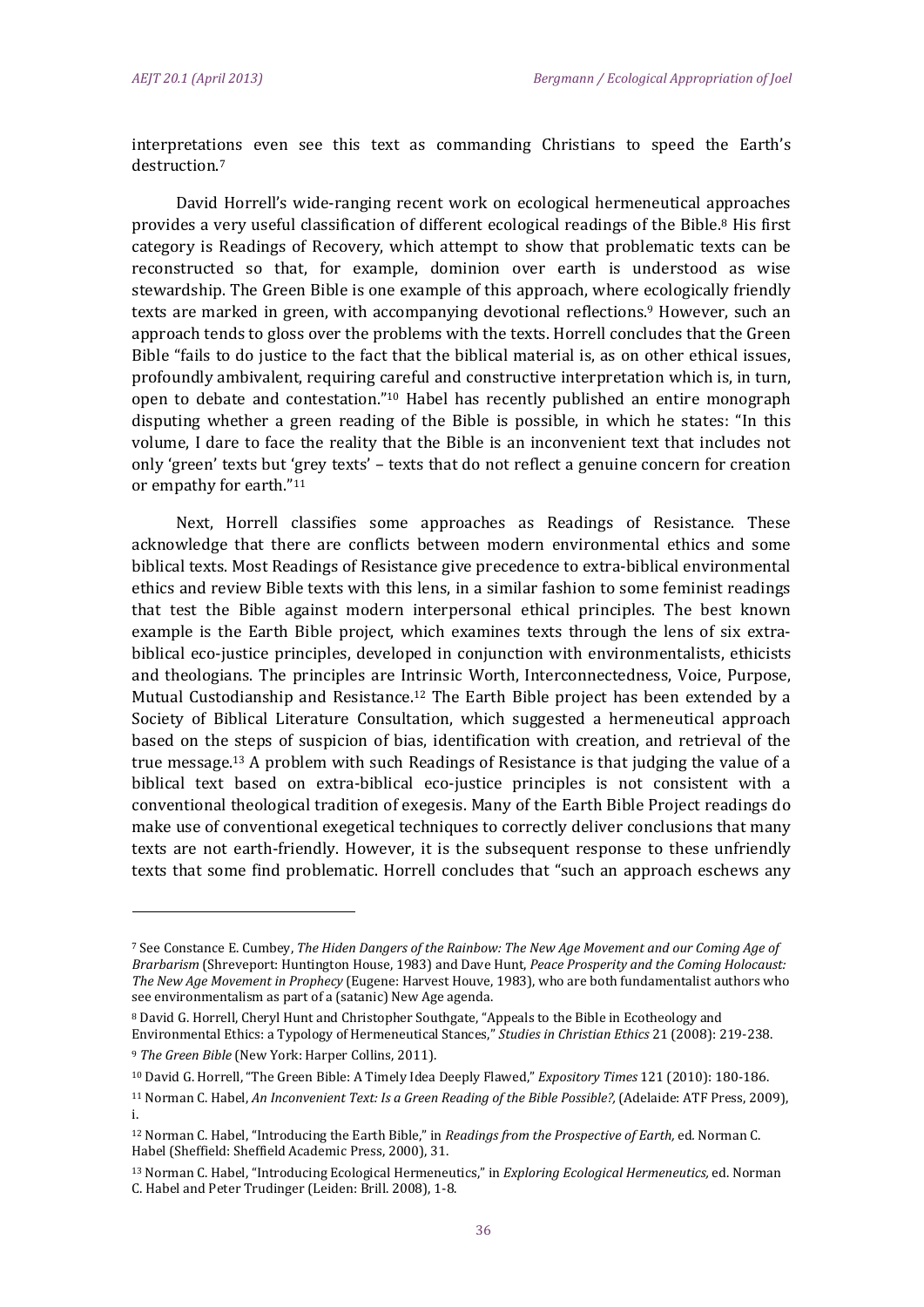interpretations even see this text as commanding Christians to speed the Earth's destruction.[7]

David Horrell's wide-ranging recent work on ecological hermeneutical approaches provides a very useful classification of different ecological readings of the Bible.[8] His first category is Readings of Recovery, which attempt to show that problematic texts can be reconstructed so that, for example, dominion over earth is understood as wise stewardship. The Green Bible is one example of this approach, where ecologically friendly texts are marked in green, with accompanying devotional reflections.[9] However, such an approach tends to gloss over the problems with the texts. Horrell concludes that the Green Bible "fails to do justice to the fact that the biblical material is, as on other ethical issues, profoundly ambivalent, requiring careful and constructive interpretation which is, in turn, open to debate and contestation."[10] Habel has recently published an entire monograph disputing whether a green reading of the Bible is possible, in which he states: "In this volume, I dare to face the reality that the Bible is an inconvenient text that includes not only 'green' texts but 'grey texts' – texts that do not reflect a genuine concern for creation or empathy for earth."[11]

Next, Horrell classifies some approaches as Readings of Resistance. These acknowledge that there are conflicts between modern environmental ethics and some biblical texts. Most Readings of Resistance give precedence to extra-biblical environmental ethics and review Bible texts with this lens, in a similar fashion to some feminist readings that test the Bible against modern interpersonal ethical principles. The best known example is the Earth Bible project, which examines texts through the lens of six extra-biblical eco-justice principles, developed in conjunction with environmentalists, ethicists and theologians. The principles are Intrinsic Worth, Interconnectedness, Voice, Purpose, Mutual Custodianship and Resistance.[12] The Earth Bible project has been extended by a Society of Biblical Literature Consultation, which suggested a hermeneutical approach based on the steps of suspicion of bias, identification with creation, and retrieval of the true message.[13] A problem with such Readings of Resistance is that judging the value of a biblical text based on extra-biblical eco-justice principles is not consistent with a conventional theological tradition of exegesis. Many of the Earth Bible Project readings do make use of conventional exegetical techniques to correctly deliver conclusions that many texts are not earth-friendly. However, it is the subsequent response to these unfriendly texts that some find problematic. Horrell concludes that "such an approach eschews any

---

[7] See Constance E. Cumbey, *The Hiden Dangers of the Rainbow: The New Age Movement and our Coming Age of Brarbarism* (Shreveport: Huntington House, 1983) and Dave Hunt, *Peace Prosperity and the Coming Holocaust: The New Age Movement in Prophecy* (Eugene: Harvest Houve, 1983), who are both fundamentalist authors who see environmentalism as part of a (satanic) New Age agenda.

[8] David G. Horrell, Cheryl Hunt and Christopher Southgate, "Appeals to the Bible in Ecotheology and Environmental Ethics: a Typology of Hermeneutical Stances," *Studies in Christian Ethics* 21 (2008): 219-238.

[9] *The Green Bible* (New York: Harper Collins, 2011).

[10] David G. Horrell, "The Green Bible: A Timely Idea Deeply Flawed," *Expository Times* 121 (2010): 180-186.

[11] Norman C. Habel, *An Inconvenient Text: Is a Green Reading of the Bible Possible?,* (Adelaide: ATF Press, 2009), i.

[12] Norman C. Habel, "Introducing the Earth Bible," in *Readings from the Prospective of Earth,* ed. Norman C. Habel (Sheffield: Sheffield Academic Press, 2000), 31.

[13] Norman C. Habel, "Introducing Ecological Hermeneutics," in *Exploring Ecological Hermeneutics,* ed. Norman C. Habel and Peter Trudinger (Leiden: Brill. 2008), 1-8.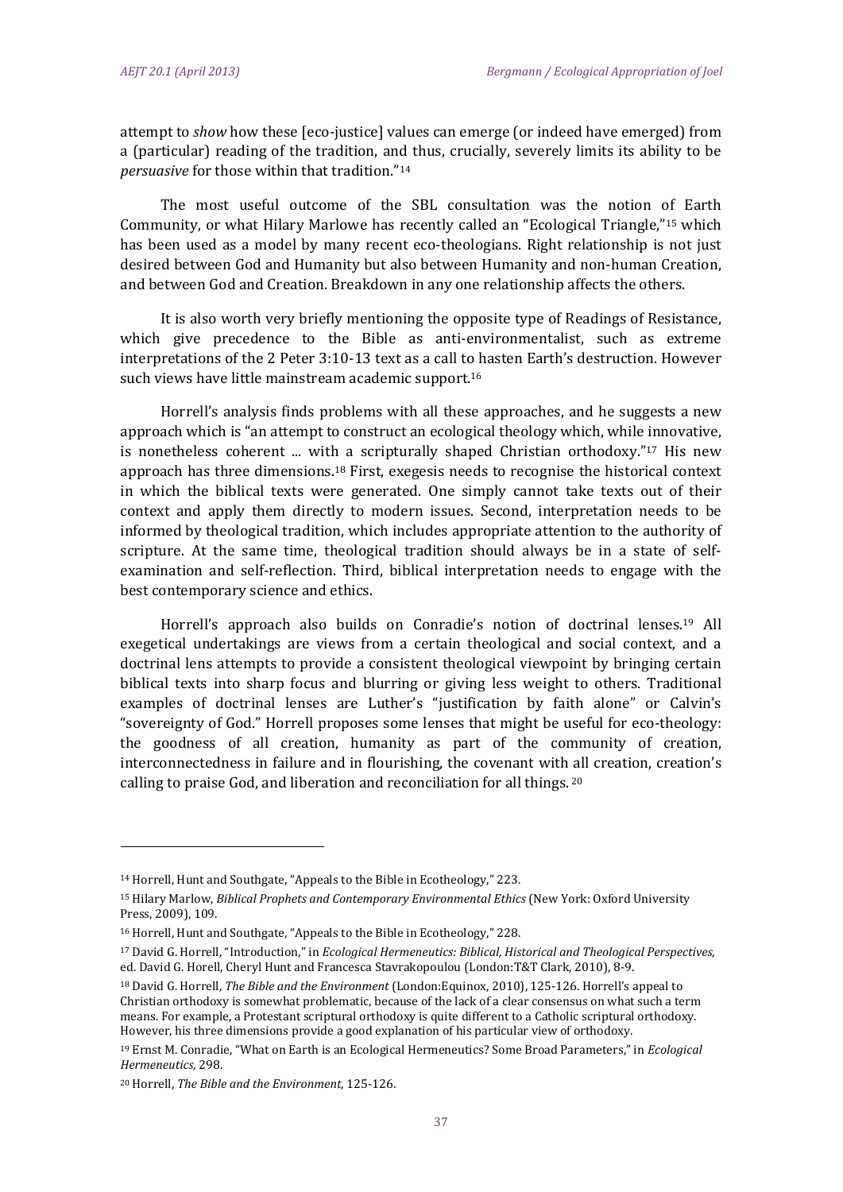attempt to *show* how these [eco-justice] values can emerge (or indeed have emerged) from a (particular) reading of the tradition, and thus, crucially, severely limits its ability to be *persuasive* for those within that tradition."[14]

The most useful outcome of the SBL consultation was the notion of Earth Community, or what Hilary Marlowe has recently called an "Ecological Triangle,"[15] which has been used as a model by many recent eco-theologians. Right relationship is not just desired between God and Humanity but also between Humanity and non-human Creation, and between God and Creation. Breakdown in any one relationship affects the others.

It is also worth very briefly mentioning the opposite type of Readings of Resistance, which give precedence to the Bible as anti-environmentalist, such as extreme interpretations of the 2 Peter 3:10-13 text as a call to hasten Earth's destruction. However such views have little mainstream academic support.[16]

Horrell's analysis finds problems with all these approaches, and he suggests a new approach which is "an attempt to construct an ecological theology which, while innovative, is nonetheless coherent ... with a scripturally shaped Christian orthodoxy."[17] His new approach has three dimensions.[18] First, exegesis needs to recognise the historical context in which the biblical texts were generated. One simply cannot take texts out of their context and apply them directly to modern issues. Second, interpretation needs to be informed by theological tradition, which includes appropriate attention to the authority of scripture. At the same time, theological tradition should always be in a state of self-examination and self-reflection. Third, biblical interpretation needs to engage with the best contemporary science and ethics.

Horrell's approach also builds on Conradie's notion of doctrinal lenses.[19] All exegetical undertakings are views from a certain theological and social context, and a doctrinal lens attempts to provide a consistent theological viewpoint by bringing certain biblical texts into sharp focus and blurring or giving less weight to others. Traditional examples of doctrinal lenses are Luther's "justification by faith alone" or Calvin's "sovereignty of God." Horrell proposes some lenses that might be useful for eco-theology: the goodness of all creation, humanity as part of the community of creation, interconnectedness in failure and in flourishing, the covenant with all creation, creation's calling to praise God, and liberation and reconciliation for all things.[20]

---

[14] Horrell, Hunt and Southgate, "Appeals to the Bible in Ecotheology," 223.

[15] Hilary Marlow, *Biblical Prophets and Contemporary Environmental Ethics* (New York: Oxford University Press, 2009), 109.

[16] Horrell, Hunt and Southgate, "Appeals to the Bible in Ecotheology," 228.

[17] David G. Horrell, "Introduction," in *Ecological Hermeneutics: Biblical, Historical and Theological Perspectives,* ed. David G. Horell, Cheryl Hunt and Francesca Stavrakopoulou (London:T&T Clark, 2010), 8-9.

[18] David G. Horrell, *The Bible and the Environment* (London:Equinox, 2010), 125-126. Horrell's appeal to Christian orthodoxy is somewhat problematic, because of the lack of a clear consensus on what such a term means. For example, a Protestant scriptural orthodoxy is quite different to a Catholic scriptural orthodoxy. However, his three dimensions provide a good explanation of his particular view of orthodoxy.

[19] Ernst M. Conradie, "What on Earth is an Ecological Hermeneutics? Some Broad Parameters," in *Ecological Hermeneutics,* 298.

[20] Horrell, *The Bible and the Environment*, 125-126.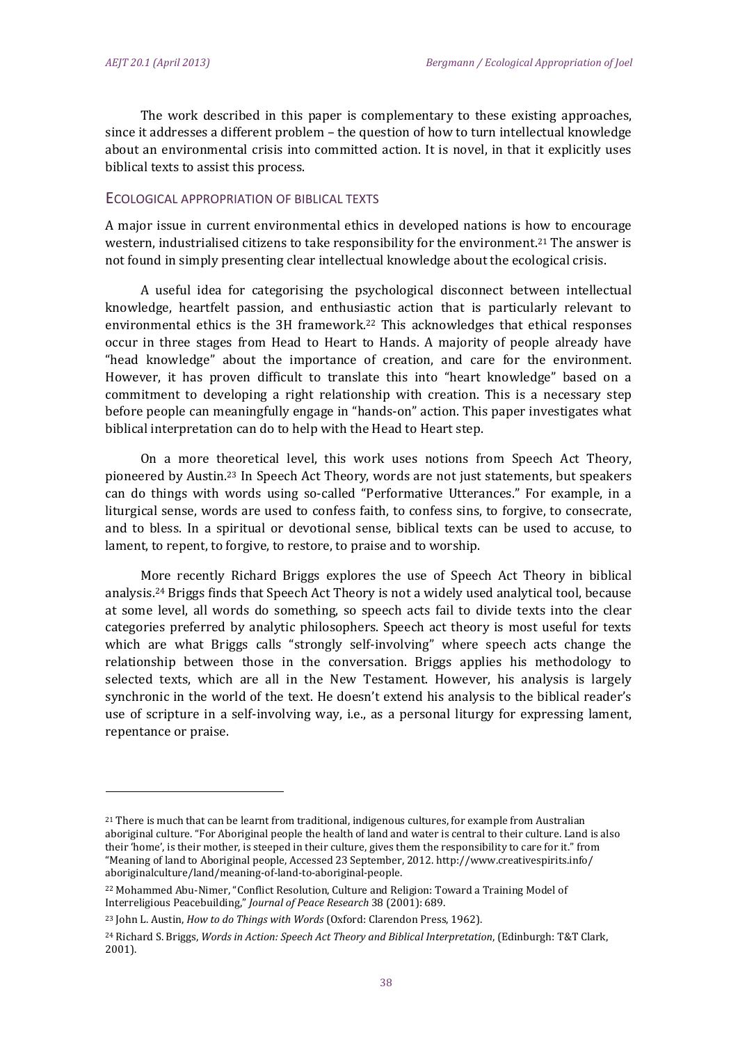The work described in this paper is complementary to these existing approaches, since it addresses a different problem – the question of how to turn intellectual knowledge about an environmental crisis into committed action. It is novel, in that it explicitly uses biblical texts to assist this process.

## ECOLOGICAL APPROPRIATION OF BIBLICAL TEXTS

A major issue in current environmental ethics in developed nations is how to encourage western, industrialised citizens to take responsibility for the environment.[21] The answer is not found in simply presenting clear intellectual knowledge about the ecological crisis.

A useful idea for categorising the psychological disconnect between intellectual knowledge, heartfelt passion, and enthusiastic action that is particularly relevant to environmental ethics is the 3H framework.[22] This acknowledges that ethical responses occur in three stages from Head to Heart to Hands. A majority of people already have "head knowledge" about the importance of creation, and care for the environment. However, it has proven difficult to translate this into "heart knowledge" based on a commitment to developing a right relationship with creation. This is a necessary step before people can meaningfully engage in "hands-on" action. This paper investigates what biblical interpretation can do to help with the Head to Heart step.

On a more theoretical level, this work uses notions from Speech Act Theory, pioneered by Austin.[23] In Speech Act Theory, words are not just statements, but speakers can do things with words using so-called "Performative Utterances." For example, in a liturgical sense, words are used to confess faith, to confess sins, to forgive, to consecrate, and to bless. In a spiritual or devotional sense, biblical texts can be used to accuse, to lament, to repent, to forgive, to restore, to praise and to worship.

More recently Richard Briggs explores the use of Speech Act Theory in biblical analysis.[24] Briggs finds that Speech Act Theory is not a widely used analytical tool, because at some level, all words do something, so speech acts fail to divide texts into the clear categories preferred by analytic philosophers. Speech act theory is most useful for texts which are what Briggs calls "strongly self-involving" where speech acts change the relationship between those in the conversation. Briggs applies his methodology to selected texts, which are all in the New Testament. However, his analysis is largely synchronic in the world of the text. He doesn't extend his analysis to the biblical reader's use of scripture in a self-involving way, i.e., as a personal liturgy for expressing lament, repentance or praise.

---

[21] There is much that can be learnt from traditional, indigenous cultures, for example from Australian aboriginal culture. "For Aboriginal people the health of land and water is central to their culture. Land is also their 'home', is their mother, is steeped in their culture, gives them the responsibility to care for it." from "Meaning of land to Aboriginal people, Accessed 23 September, 2012. http://www.creativespirits.info/aboriginalculture/land/meaning-of-land-to-aboriginal-people.

[22] Mohammed Abu-Nimer, "Conflict Resolution, Culture and Religion: Toward a Training Model of Interreligious Peacebuilding," *Journal of Peace Research* 38 (2001): 689.

[23] John L. Austin, *How to do Things with Words* (Oxford: Clarendon Press, 1962).

[24] Richard S. Briggs, *Words in Action: Speech Act Theory and Biblical Interpretation*, (Edinburgh: T&T Clark, 2001).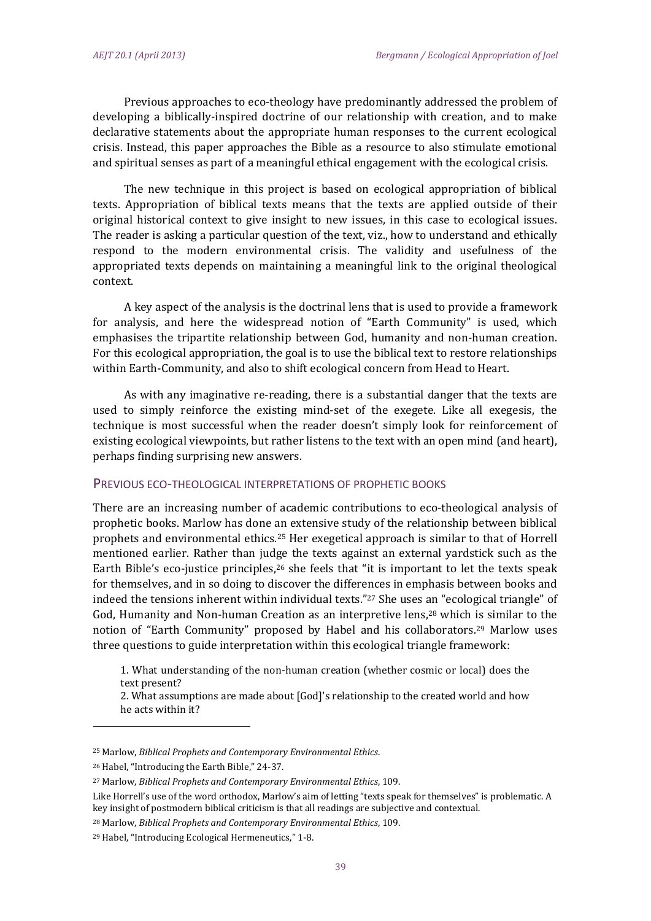Previous approaches to eco-theology have predominantly addressed the problem of developing a biblically-inspired doctrine of our relationship with creation, and to make declarative statements about the appropriate human responses to the current ecological crisis. Instead, this paper approaches the Bible as a resource to also stimulate emotional and spiritual senses as part of a meaningful ethical engagement with the ecological crisis.

The new technique in this project is based on ecological appropriation of biblical texts. Appropriation of biblical texts means that the texts are applied outside of their original historical context to give insight to new issues, in this case to ecological issues. The reader is asking a particular question of the text, viz., how to understand and ethically respond to the modern environmental crisis. The validity and usefulness of the appropriated texts depends on maintaining a meaningful link to the original theological context.

A key aspect of the analysis is the doctrinal lens that is used to provide a framework for analysis, and here the widespread notion of "Earth Community" is used, which emphasises the tripartite relationship between God, humanity and non-human creation. For this ecological appropriation, the goal is to use the biblical text to restore relationships within Earth-Community, and also to shift ecological concern from Head to Heart.

As with any imaginative re-reading, there is a substantial danger that the texts are used to simply reinforce the existing mind-set of the exegete. Like all exegesis, the technique is most successful when the reader doesn't simply look for reinforcement of existing ecological viewpoints, but rather listens to the text with an open mind (and heart), perhaps finding surprising new answers.

## Previous eco-theological interpretations of prophetic books

There are an increasing number of academic contributions to eco-theological analysis of prophetic books. Marlow has done an extensive study of the relationship between biblical prophets and environmental ethics.[25] Her exegetical approach is similar to that of Horrell mentioned earlier. Rather than judge the texts against an external yardstick such as the Earth Bible's eco-justice principles,[26] she feels that "it is important to let the texts speak for themselves, and in so doing to discover the differences in emphasis between books and indeed the tensions inherent within individual texts."[27] She uses an "ecological triangle" of God, Humanity and Non-human Creation as an interpretive lens,[28] which is similar to the notion of "Earth Community" proposed by Habel and his collaborators.[29] Marlow uses three questions to guide interpretation within this ecological triangle framework:

> 1. What understanding of the non-human creation (whether cosmic or local) does the text present?
> 2. What assumptions are made about [God]'s relationship to the created world and how he acts within it?

---

[25] Marlow, *Biblical Prophets and Contemporary Environmental Ethics*.

[26] Habel, "Introducing the Earth Bible," 24-37.

[27] Marlow, *Biblical Prophets and Contemporary Environmental Ethics*, 109.

Like Horrell's use of the word orthodox, Marlow's aim of letting "texts speak for themselves" is problematic. A key insight of postmodern biblical criticism is that all readings are subjective and contextual.

[28] Marlow, *Biblical Prophets and Contemporary Environmental Ethics*, 109.

[29] Habel, "Introducing Ecological Hermeneutics," 1-8.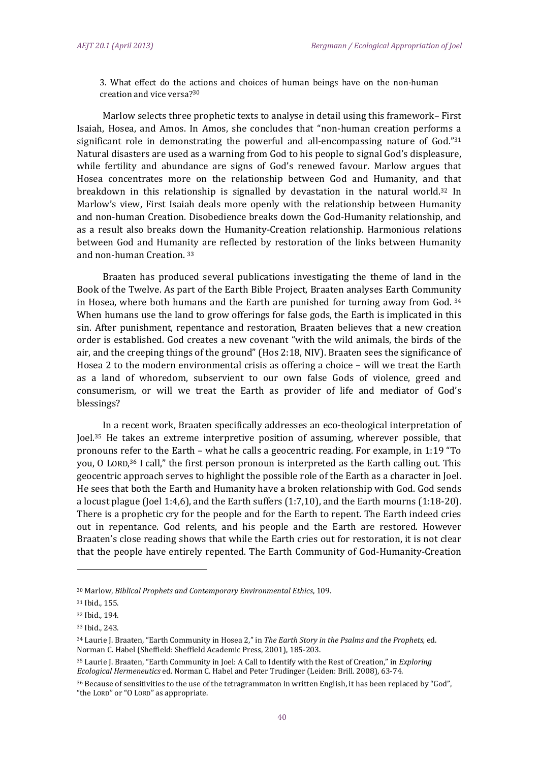3. What effect do the actions and choices of human beings have on the non-human creation and vice versa?[30]

Marlow selects three prophetic texts to analyse in detail using this framework– First Isaiah, Hosea, and Amos. In Amos, she concludes that "non-human creation performs a significant role in demonstrating the powerful and all-encompassing nature of God."[31] Natural disasters are used as a warning from God to his people to signal God's displeasure, while fertility and abundance are signs of God's renewed favour. Marlow argues that Hosea concentrates more on the relationship between God and Humanity, and that breakdown in this relationship is signalled by devastation in the natural world.[32] In Marlow's view, First Isaiah deals more openly with the relationship between Humanity and non-human Creation. Disobedience breaks down the God-Humanity relationship, and as a result also breaks down the Humanity-Creation relationship. Harmonious relations between God and Humanity are reflected by restoration of the links between Humanity and non-human Creation. [33]

Braaten has produced several publications investigating the theme of land in the Book of the Twelve. As part of the Earth Bible Project, Braaten analyses Earth Community in Hosea, where both humans and the Earth are punished for turning away from God. [34] When humans use the land to grow offerings for false gods, the Earth is implicated in this sin. After punishment, repentance and restoration, Braaten believes that a new creation order is established. God creates a new covenant "with the wild animals, the birds of the air, and the creeping things of the ground" (Hos 2:18, NIV). Braaten sees the significance of Hosea 2 to the modern environmental crisis as offering a choice – will we treat the Earth as a land of whoredom, subservient to our own false Gods of violence, greed and consumerism, or will we treat the Earth as provider of life and mediator of God's blessings?

In a recent work, Braaten specifically addresses an eco-theological interpretation of Joel.[35] He takes an extreme interpretive position of assuming, wherever possible, that pronouns refer to the Earth – what he calls a geocentric reading. For example, in 1:19 "To you, O LORD,[36] I call," the first person pronoun is interpreted as the Earth calling out. This geocentric approach serves to highlight the possible role of the Earth as a character in Joel. He sees that both the Earth and Humanity have a broken relationship with God. God sends a locust plague (Joel 1:4,6), and the Earth suffers (1:7,10), and the Earth mourns (1:18-20). There is a prophetic cry for the people and for the Earth to repent. The Earth indeed cries out in repentance. God relents, and his people and the Earth are restored. However Braaten's close reading shows that while the Earth cries out for restoration, it is not clear that the people have entirely repented. The Earth Community of God-Humanity-Creation

---

[30] Marlow, *Biblical Prophets and Contemporary Environmental Ethics*, 109.

[31] Ibid., 155.

[32] Ibid., 194.

[33] Ibid., 243.

[34] Laurie J. Braaten, "Earth Community in Hosea 2," in *The Earth Story in the Psalms and the Prophets,* ed. Norman C. Habel (Sheffield: Sheffield Academic Press, 2001), 185-203.

[35] Laurie J. Braaten, "Earth Community in Joel: A Call to Identify with the Rest of Creation," in *Exploring Ecological Hermeneutics* ed. Norman C. Habel and Peter Trudinger (Leiden: Brill. 2008), 63-74.

[36] Because of sensitivities to the use of the tetragrammaton in written English, it has been replaced by "God", "the LORD" or "O LORD" as appropriate.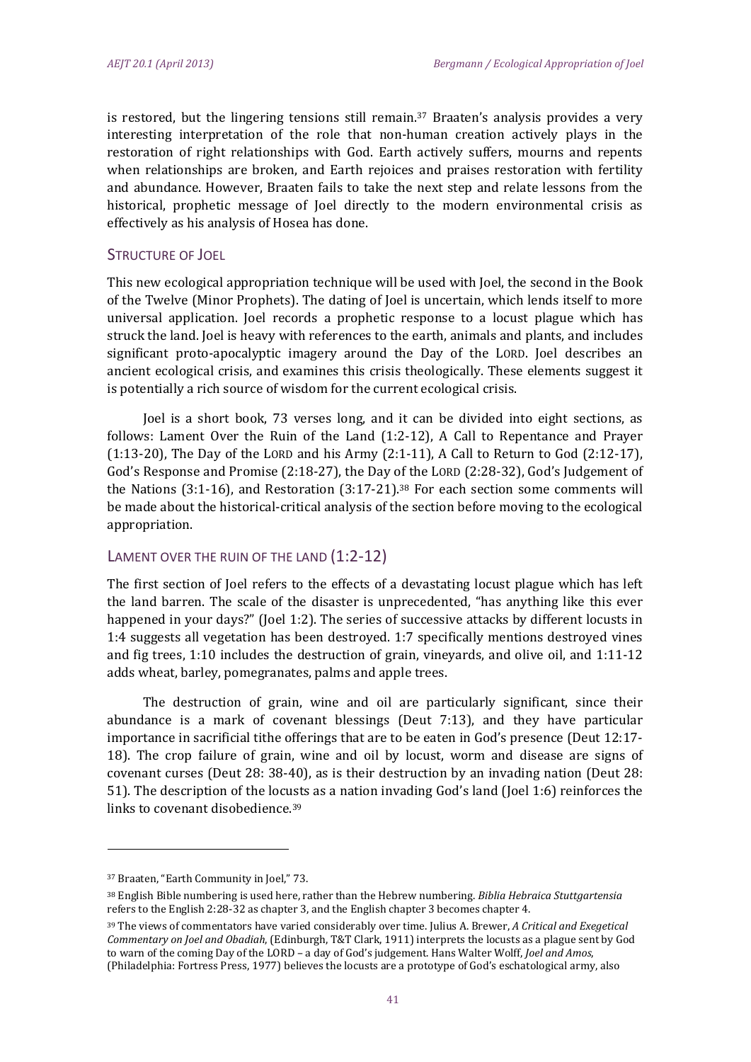is restored, but the lingering tensions still remain.[37] Braaten's analysis provides a very interesting interpretation of the role that non-human creation actively plays in the restoration of right relationships with God. Earth actively suffers, mourns and repents when relationships are broken, and Earth rejoices and praises restoration with fertility and abundance. However, Braaten fails to take the next step and relate lessons from the historical, prophetic message of Joel directly to the modern environmental crisis as effectively as his analysis of Hosea has done.

## Structure of Joel

This new ecological appropriation technique will be used with Joel, the second in the Book of the Twelve (Minor Prophets). The dating of Joel is uncertain, which lends itself to more universal application. Joel records a prophetic response to a locust plague which has struck the land. Joel is heavy with references to the earth, animals and plants, and includes significant proto-apocalyptic imagery around the Day of the LORD. Joel describes an ancient ecological crisis, and examines this crisis theologically. These elements suggest it is potentially a rich source of wisdom for the current ecological crisis.

Joel is a short book, 73 verses long, and it can be divided into eight sections, as follows: Lament Over the Ruin of the Land (1:2-12), A Call to Repentance and Prayer (1:13-20), The Day of the LORD and his Army (2:1-11), A Call to Return to God (2:12-17), God's Response and Promise (2:18-27), the Day of the LORD (2:28-32), God's Judgement of the Nations (3:1-16), and Restoration (3:17-21).[38] For each section some comments will be made about the historical-critical analysis of the section before moving to the ecological appropriation.

## Lament over the ruin of the land (1:2-12)

The first section of Joel refers to the effects of a devastating locust plague which has left the land barren. The scale of the disaster is unprecedented, "has anything like this ever happened in your days?" (Joel 1:2). The series of successive attacks by different locusts in 1:4 suggests all vegetation has been destroyed. 1:7 specifically mentions destroyed vines and fig trees, 1:10 includes the destruction of grain, vineyards, and olive oil, and 1:11-12 adds wheat, barley, pomegranates, palms and apple trees.

The destruction of grain, wine and oil are particularly significant, since their abundance is a mark of covenant blessings (Deut 7:13), and they have particular importance in sacrificial tithe offerings that are to be eaten in God's presence (Deut 12:17-18). The crop failure of grain, wine and oil by locust, worm and disease are signs of covenant curses (Deut 28: 38-40), as is their destruction by an invading nation (Deut 28: 51). The description of the locusts as a nation invading God's land (Joel 1:6) reinforces the links to covenant disobedience.[39]

---

[37] Braaten, "Earth Community in Joel," 73.

[38] English Bible numbering is used here, rather than the Hebrew numbering. *Biblia Hebraica Stuttgartensia* refers to the English 2:28-32 as chapter 3, and the English chapter 3 becomes chapter 4.

[39] The views of commentators have varied considerably over time. Julius A. Brewer, *A Critical and Exegetical Commentary on Joel and Obadiah*, (Edinburgh, T&T Clark, 1911) interprets the locusts as a plague sent by God to warn of the coming Day of the LORD – a day of God's judgement. Hans Walter Wolff, *Joel and Amos*, (Philadelphia: Fortress Press, 1977) believes the locusts are a prototype of God's eschatological army, also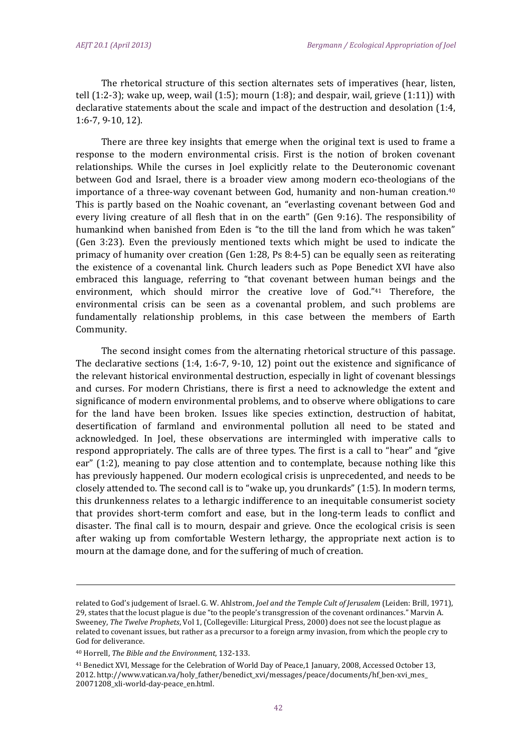The rhetorical structure of this section alternates sets of imperatives (hear, listen, tell (1:2-3); wake up, weep, wail (1:5); mourn (1:8); and despair, wail, grieve (1:11)) with declarative statements about the scale and impact of the destruction and desolation (1:4, 1:6-7, 9-10, 12).

There are three key insights that emerge when the original text is used to frame a response to the modern environmental crisis. First is the notion of broken covenant relationships. While the curses in Joel explicitly relate to the Deuteronomic covenant between God and Israel, there is a broader view among modern eco-theologians of the importance of a three-way covenant between God, humanity and non-human creation.[40] This is partly based on the Noahic covenant, an "everlasting covenant between God and every living creature of all flesh that in on the earth" (Gen 9:16). The responsibility of humankind when banished from Eden is "to the till the land from which he was taken" (Gen 3:23). Even the previously mentioned texts which might be used to indicate the primacy of humanity over creation (Gen 1:28, Ps 8:4-5) can be equally seen as reiterating the existence of a covenantal link. Church leaders such as Pope Benedict XVI have also embraced this language, referring to "that covenant between human beings and the environment, which should mirror the creative love of God."[41] Therefore, the environmental crisis can be seen as a covenantal problem, and such problems are fundamentally relationship problems, in this case between the members of Earth Community.

The second insight comes from the alternating rhetorical structure of this passage. The declarative sections (1:4, 1:6-7, 9-10, 12) point out the existence and significance of the relevant historical environmental destruction, especially in light of covenant blessings and curses. For modern Christians, there is first a need to acknowledge the extent and significance of modern environmental problems, and to observe where obligations to care for the land have been broken. Issues like species extinction, destruction of habitat, desertification of farmland and environmental pollution all need to be stated and acknowledged. In Joel, these observations are intermingled with imperative calls to respond appropriately. The calls are of three types. The first is a call to "hear" and "give ear" (1:2), meaning to pay close attention and to contemplate, because nothing like this has previously happened. Our modern ecological crisis is unprecedented, and needs to be closely attended to. The second call is to "wake up, you drunkards" (1:5). In modern terms, this drunkenness relates to a lethargic indifference to an inequitable consumerist society that provides short-term comfort and ease, but in the long-term leads to conflict and disaster. The final call is to mourn, despair and grieve. Once the ecological crisis is seen after waking up from comfortable Western lethargy, the appropriate next action is to mourn at the damage done, and for the suffering of much of creation.

---

related to God's judgement of Israel. G. W. Ahlstrom, *Joel and the Temple Cult of Jerusalem* (Leiden: Brill, 1971), 29, states that the locust plague is due "to the people's transgression of the covenant ordinances." Marvin A. Sweeney, *The Twelve Prophets*, Vol 1, (Collegeville: Liturgical Press, 2000) does not see the locust plague as related to covenant issues, but rather as a precursor to a foreign army invasion, from which the people cry to God for deliverance.

[40] Horrell, *The Bible and the Environment*, 132-133.

[41] Benedict XVI, Message for the Celebration of World Day of Peace,1 January, 2008, Accessed October 13, 2012. http://www.vatican.va/holy_father/benedict_xvi/messages/peace/documents/hf_ben-xvi_mes_20071208_xli-world-day-peace_en.html.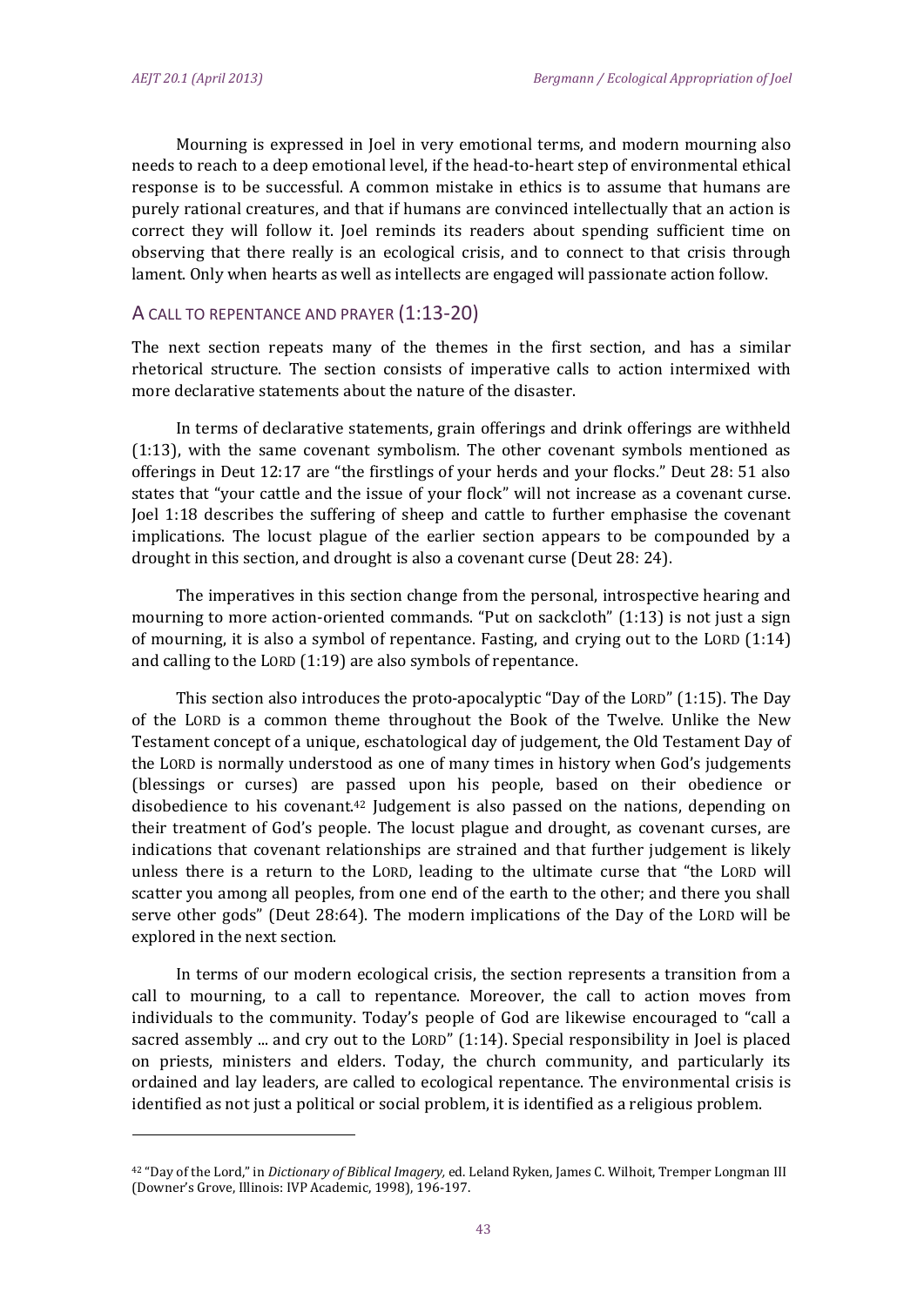Mourning is expressed in Joel in very emotional terms, and modern mourning also needs to reach to a deep emotional level, if the head-to-heart step of environmental ethical response is to be successful. A common mistake in ethics is to assume that humans are purely rational creatures, and that if humans are convinced intellectually that an action is correct they will follow it. Joel reminds its readers about spending sufficient time on observing that there really is an ecological crisis, and to connect to that crisis through lament. Only when hearts as well as intellects are engaged will passionate action follow.

## A CALL TO REPENTANCE AND PRAYER (1:13-20)

The next section repeats many of the themes in the first section, and has a similar rhetorical structure. The section consists of imperative calls to action intermixed with more declarative statements about the nature of the disaster.

In terms of declarative statements, grain offerings and drink offerings are withheld (1:13), with the same covenant symbolism. The other covenant symbols mentioned as offerings in Deut 12:17 are "the firstlings of your herds and your flocks." Deut 28: 51 also states that "your cattle and the issue of your flock" will not increase as a covenant curse. Joel 1:18 describes the suffering of sheep and cattle to further emphasise the covenant implications. The locust plague of the earlier section appears to be compounded by a drought in this section, and drought is also a covenant curse (Deut 28: 24).

The imperatives in this section change from the personal, introspective hearing and mourning to more action-oriented commands. "Put on sackcloth" (1:13) is not just a sign of mourning, it is also a symbol of repentance. Fasting, and crying out to the LORD (1:14) and calling to the LORD (1:19) are also symbols of repentance.

This section also introduces the proto-apocalyptic "Day of the LORD" (1:15). The Day of the LORD is a common theme throughout the Book of the Twelve. Unlike the New Testament concept of a unique, eschatological day of judgement, the Old Testament Day of the LORD is normally understood as one of many times in history when God's judgements (blessings or curses) are passed upon his people, based on their obedience or disobedience to his covenant.[42] Judgement is also passed on the nations, depending on their treatment of God's people. The locust plague and drought, as covenant curses, are indications that covenant relationships are strained and that further judgement is likely unless there is a return to the LORD, leading to the ultimate curse that "the LORD will scatter you among all peoples, from one end of the earth to the other; and there you shall serve other gods" (Deut 28:64). The modern implications of the Day of the LORD will be explored in the next section.

In terms of our modern ecological crisis, the section represents a transition from a call to mourning, to a call to repentance. Moreover, the call to action moves from individuals to the community. Today's people of God are likewise encouraged to "call a sacred assembly ... and cry out to the LORD" (1:14). Special responsibility in Joel is placed on priests, ministers and elders. Today, the church community, and particularly its ordained and lay leaders, are called to ecological repentance. The environmental crisis is identified as not just a political or social problem, it is identified as a religious problem.

---

[42] "Day of the Lord," in *Dictionary of Biblical Imagery,* ed. Leland Ryken, James C. Wilhoit, Tremper Longman III (Downer's Grove, Illinois: IVP Academic, 1998), 196-197.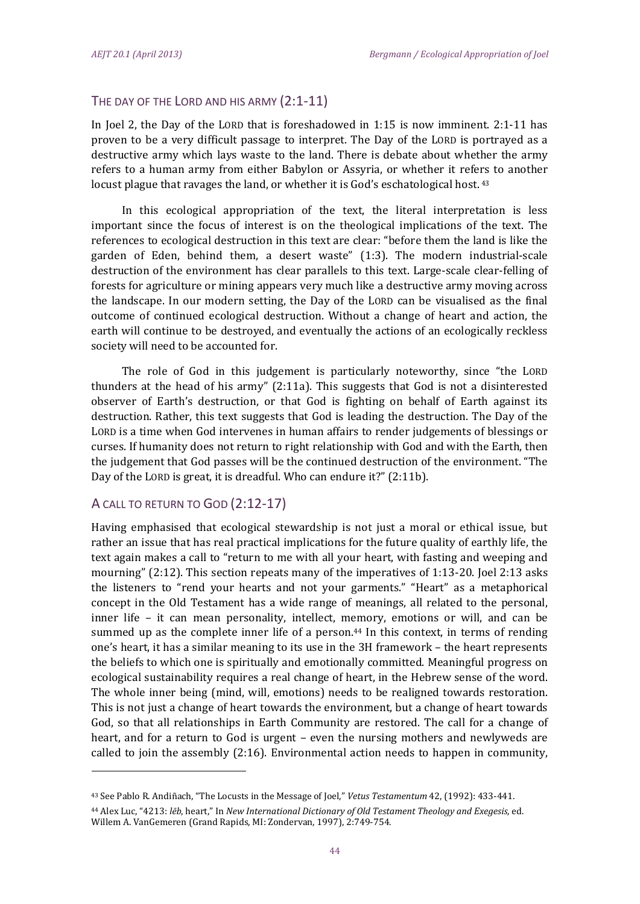## THE DAY OF THE LORD AND HIS ARMY (2:1-11)

In Joel 2, the Day of the LORD that is foreshadowed in 1:15 is now imminent. 2:1-11 has proven to be a very difficult passage to interpret. The Day of the LORD is portrayed as a destructive army which lays waste to the land. There is debate about whether the army refers to a human army from either Babylon or Assyria, or whether it refers to another locust plague that ravages the land, or whether it is God's eschatological host. [43]

In this ecological appropriation of the text, the literal interpretation is less important since the focus of interest is on the theological implications of the text. The references to ecological destruction in this text are clear: "before them the land is like the garden of Eden, behind them, a desert waste" (1:3). The modern industrial-scale destruction of the environment has clear parallels to this text. Large-scale clear-felling of forests for agriculture or mining appears very much like a destructive army moving across the landscape. In our modern setting, the Day of the LORD can be visualised as the final outcome of continued ecological destruction. Without a change of heart and action, the earth will continue to be destroyed, and eventually the actions of an ecologically reckless society will need to be accounted for.

The role of God in this judgement is particularly noteworthy, since "the LORD thunders at the head of his army" (2:11a). This suggests that God is not a disinterested observer of Earth's destruction, or that God is fighting on behalf of Earth against its destruction. Rather, this text suggests that God is leading the destruction. The Day of the LORD is a time when God intervenes in human affairs to render judgements of blessings or curses. If humanity does not return to right relationship with God and with the Earth, then the judgement that God passes will be the continued destruction of the environment. "The Day of the LORD is great, it is dreadful. Who can endure it?" (2:11b).

## A CALL TO RETURN TO GOD (2:12-17)

Having emphasised that ecological stewardship is not just a moral or ethical issue, but rather an issue that has real practical implications for the future quality of earthly life, the text again makes a call to "return to me with all your heart, with fasting and weeping and mourning" (2:12). This section repeats many of the imperatives of 1:13-20. Joel 2:13 asks the listeners to "rend your hearts and not your garments." "Heart" as a metaphorical concept in the Old Testament has a wide range of meanings, all related to the personal, inner life – it can mean personality, intellect, memory, emotions or will, and can be summed up as the complete inner life of a person.[44] In this context, in terms of rending one's heart, it has a similar meaning to its use in the 3H framework – the heart represents the beliefs to which one is spiritually and emotionally committed. Meaningful progress on ecological sustainability requires a real change of heart, in the Hebrew sense of the word. The whole inner being (mind, will, emotions) needs to be realigned towards restoration. This is not just a change of heart towards the environment, but a change of heart towards God, so that all relationships in Earth Community are restored. The call for a change of heart, and for a return to God is urgent – even the nursing mothers and newlyweds are called to join the assembly (2:16). Environmental action needs to happen in community,

---

[43] See Pablo R. Andiñach, "The Locusts in the Message of Joel," *Vetus Testamentum* 42, (1992): 433-441.

[44] Alex Luc, "4213: *lēb*, heart," In *New International Dictionary of Old Testament Theology and Exegesis,* ed. Willem A. VanGemeren (Grand Rapids, MI: Zondervan, 1997), 2:749-754.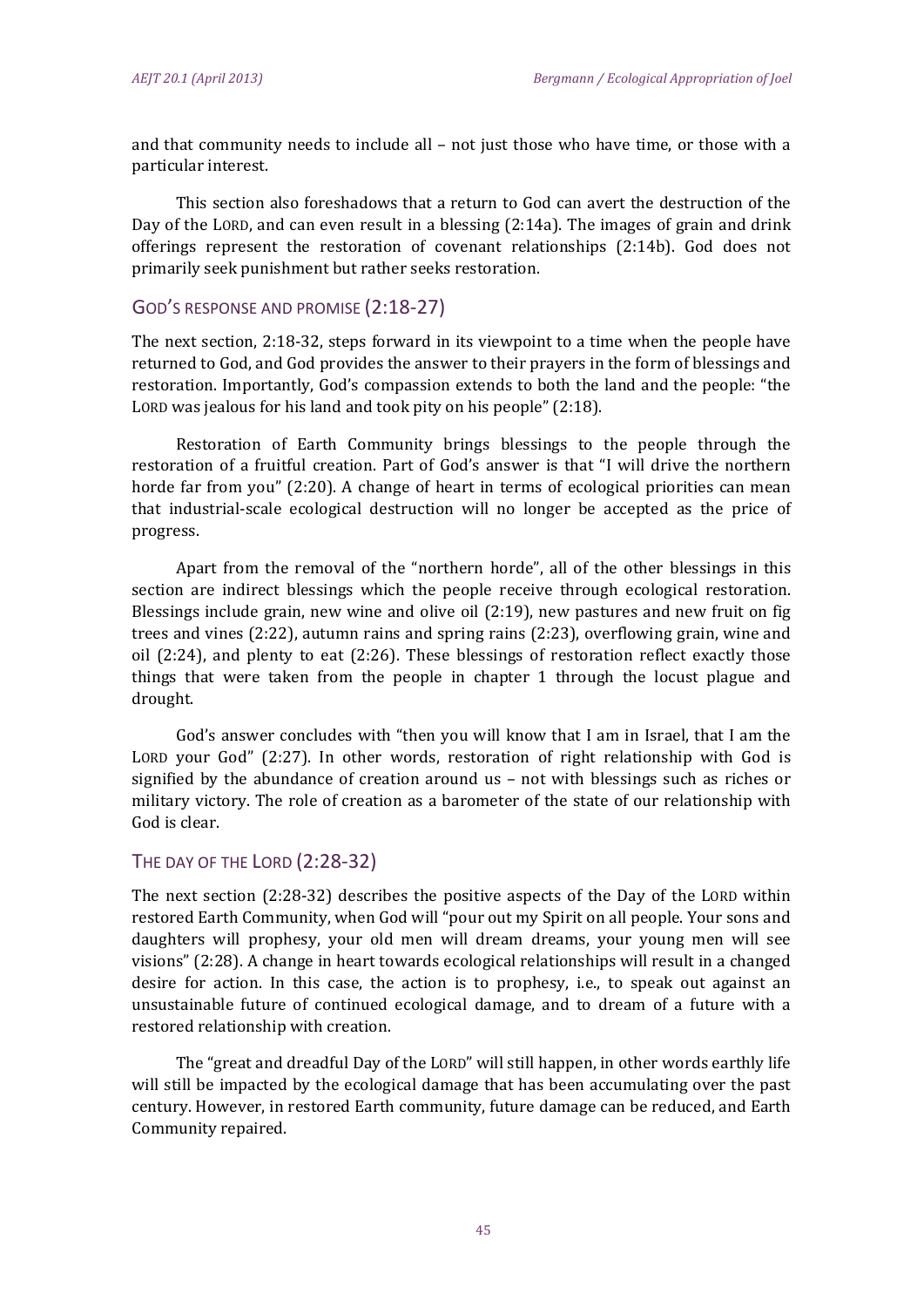and that community needs to include all – not just those who have time, or those with a particular interest.

This section also foreshadows that a return to God can avert the destruction of the Day of the LORD, and can even result in a blessing (2:14a). The images of grain and drink offerings represent the restoration of covenant relationships (2:14b). God does not primarily seek punishment but rather seeks restoration.

## GOD'S RESPONSE AND PROMISE (2:18-27)

The next section, 2:18-32, steps forward in its viewpoint to a time when the people have returned to God, and God provides the answer to their prayers in the form of blessings and restoration. Importantly, God's compassion extends to both the land and the people: "the LORD was jealous for his land and took pity on his people" (2:18).

Restoration of Earth Community brings blessings to the people through the restoration of a fruitful creation. Part of God's answer is that "I will drive the northern horde far from you" (2:20). A change of heart in terms of ecological priorities can mean that industrial-scale ecological destruction will no longer be accepted as the price of progress.

Apart from the removal of the "northern horde", all of the other blessings in this section are indirect blessings which the people receive through ecological restoration. Blessings include grain, new wine and olive oil (2:19), new pastures and new fruit on fig trees and vines (2:22), autumn rains and spring rains (2:23), overflowing grain, wine and oil (2:24), and plenty to eat (2:26). These blessings of restoration reflect exactly those things that were taken from the people in chapter 1 through the locust plague and drought.

God's answer concludes with "then you will know that I am in Israel, that I am the LORD your God" (2:27). In other words, restoration of right relationship with God is signified by the abundance of creation around us – not with blessings such as riches or military victory. The role of creation as a barometer of the state of our relationship with God is clear.

## THE DAY OF THE LORD (2:28-32)

The next section (2:28-32) describes the positive aspects of the Day of the LORD within restored Earth Community, when God will "pour out my Spirit on all people. Your sons and daughters will prophesy, your old men will dream dreams, your young men will see visions" (2:28). A change in heart towards ecological relationships will result in a changed desire for action. In this case, the action is to prophesy, i.e., to speak out against an unsustainable future of continued ecological damage, and to dream of a future with a restored relationship with creation.

The "great and dreadful Day of the LORD" will still happen, in other words earthly life will still be impacted by the ecological damage that has been accumulating over the past century. However, in restored Earth community, future damage can be reduced, and Earth Community repaired.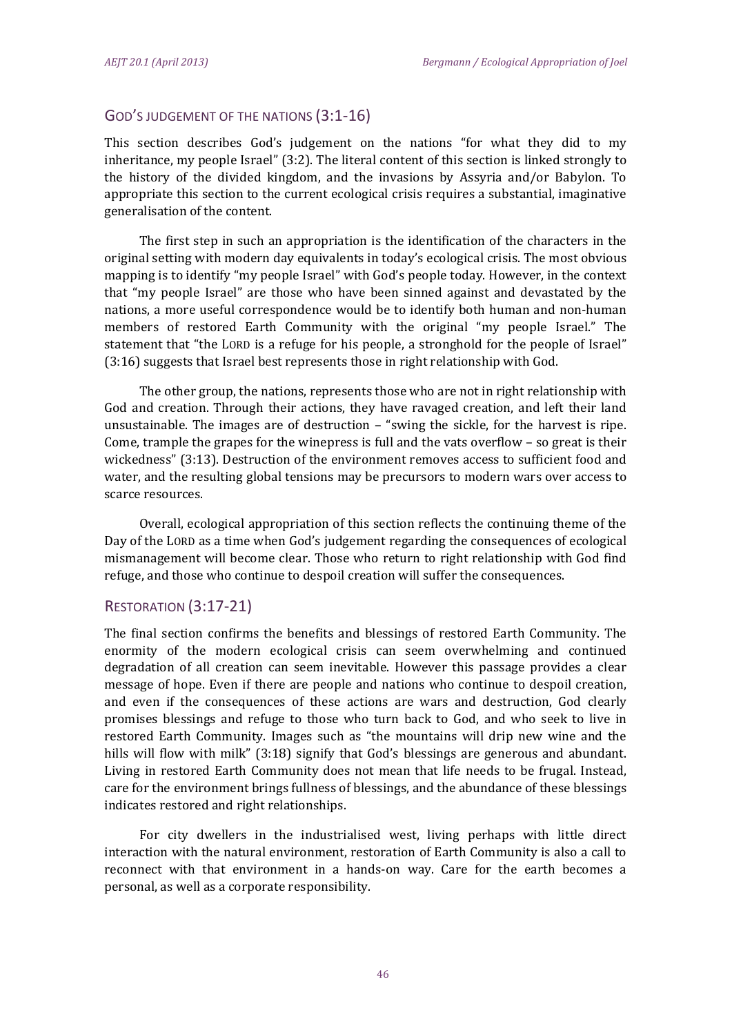## God's Judgement of the Nations (3:1-16)

This section describes God's judgement on the nations "for what they did to my inheritance, my people Israel" (3:2). The literal content of this section is linked strongly to the history of the divided kingdom, and the invasions by Assyria and/or Babylon. To appropriate this section to the current ecological crisis requires a substantial, imaginative generalisation of the content.

The first step in such an appropriation is the identification of the characters in the original setting with modern day equivalents in today's ecological crisis. The most obvious mapping is to identify "my people Israel" with God's people today. However, in the context that "my people Israel" are those who have been sinned against and devastated by the nations, a more useful correspondence would be to identify both human and non-human members of restored Earth Community with the original "my people Israel." The statement that "the LORD is a refuge for his people, a stronghold for the people of Israel" (3:16) suggests that Israel best represents those in right relationship with God.

The other group, the nations, represents those who are not in right relationship with God and creation. Through their actions, they have ravaged creation, and left their land unsustainable. The images are of destruction – "swing the sickle, for the harvest is ripe. Come, trample the grapes for the winepress is full and the vats overflow – so great is their wickedness" (3:13). Destruction of the environment removes access to sufficient food and water, and the resulting global tensions may be precursors to modern wars over access to scarce resources.

Overall, ecological appropriation of this section reflects the continuing theme of the Day of the LORD as a time when God's judgement regarding the consequences of ecological mismanagement will become clear. Those who return to right relationship with God find refuge, and those who continue to despoil creation will suffer the consequences.

## Restoration (3:17-21)

The final section confirms the benefits and blessings of restored Earth Community. The enormity of the modern ecological crisis can seem overwhelming and continued degradation of all creation can seem inevitable. However this passage provides a clear message of hope. Even if there are people and nations who continue to despoil creation, and even if the consequences of these actions are wars and destruction, God clearly promises blessings and refuge to those who turn back to God, and who seek to live in restored Earth Community. Images such as "the mountains will drip new wine and the hills will flow with milk" (3:18) signify that God's blessings are generous and abundant. Living in restored Earth Community does not mean that life needs to be frugal. Instead, care for the environment brings fullness of blessings, and the abundance of these blessings indicates restored and right relationships.

For city dwellers in the industrialised west, living perhaps with little direct interaction with the natural environment, restoration of Earth Community is also a call to reconnect with that environment in a hands-on way. Care for the earth becomes a personal, as well as a corporate responsibility.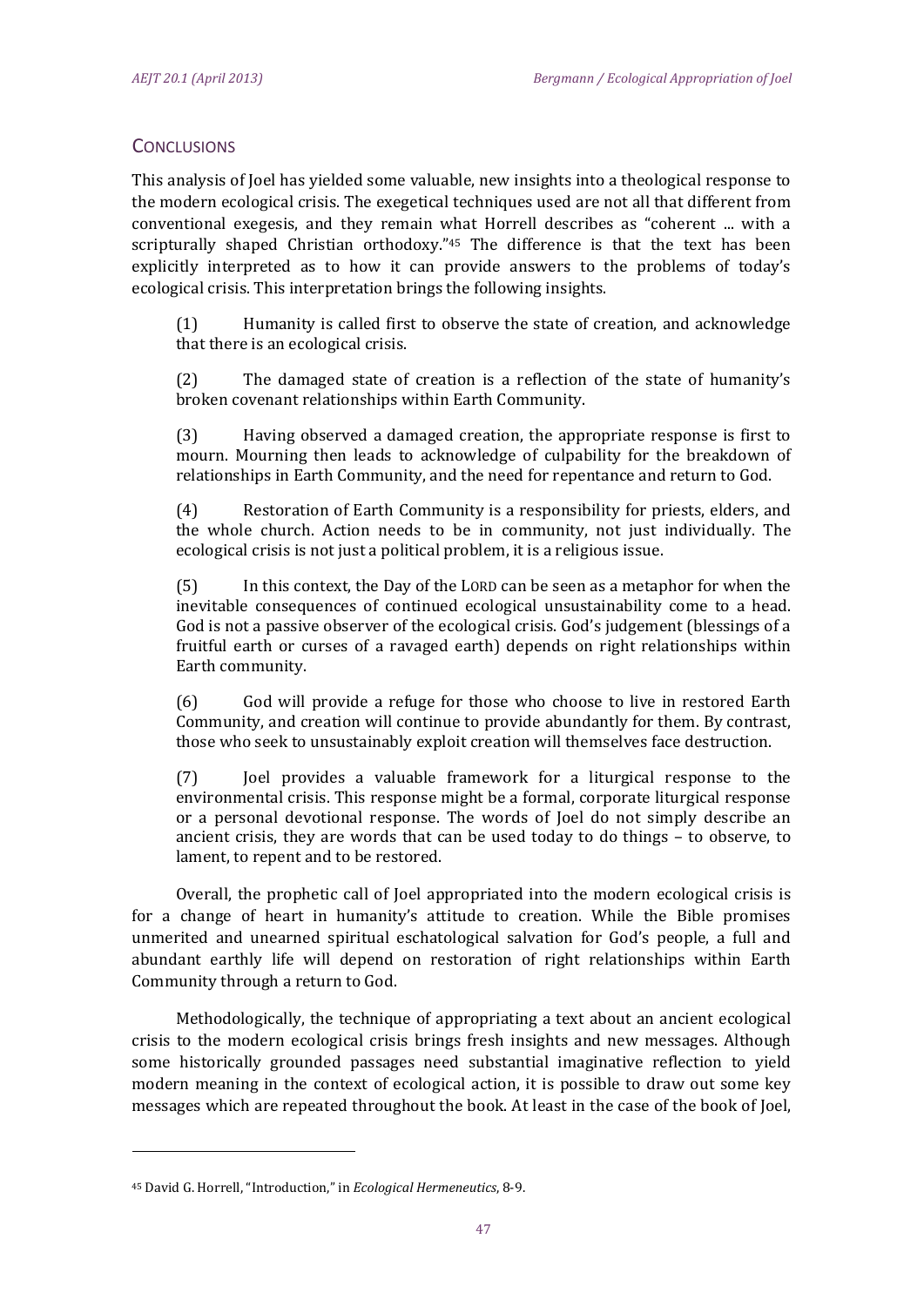## CONCLUSIONS

This analysis of Joel has yielded some valuable, new insights into a theological response to the modern ecological crisis. The exegetical techniques used are not all that different from conventional exegesis, and they remain what Horrell describes as "coherent ... with a scripturally shaped Christian orthodoxy."[45] The difference is that the text has been explicitly interpreted as to how it can provide answers to the problems of today's ecological crisis. This interpretation brings the following insights.

(1) Humanity is called first to observe the state of creation, and acknowledge that there is an ecological crisis.

(2) The damaged state of creation is a reflection of the state of humanity's broken covenant relationships within Earth Community.

(3) Having observed a damaged creation, the appropriate response is first to mourn. Mourning then leads to acknowledge of culpability for the breakdown of relationships in Earth Community, and the need for repentance and return to God.

(4) Restoration of Earth Community is a responsibility for priests, elders, and the whole church. Action needs to be in community, not just individually. The ecological crisis is not just a political problem, it is a religious issue.

(5) In this context, the Day of the LORD can be seen as a metaphor for when the inevitable consequences of continued ecological unsustainability come to a head. God is not a passive observer of the ecological crisis. God's judgement (blessings of a fruitful earth or curses of a ravaged earth) depends on right relationships within Earth community.

(6) God will provide a refuge for those who choose to live in restored Earth Community, and creation will continue to provide abundantly for them. By contrast, those who seek to unsustainably exploit creation will themselves face destruction.

(7) Joel provides a valuable framework for a liturgical response to the environmental crisis. This response might be a formal, corporate liturgical response or a personal devotional response. The words of Joel do not simply describe an ancient crisis, they are words that can be used today to do things – to observe, to lament, to repent and to be restored.

Overall, the prophetic call of Joel appropriated into the modern ecological crisis is for a change of heart in humanity's attitude to creation. While the Bible promises unmerited and unearned spiritual eschatological salvation for God's people, a full and abundant earthly life will depend on restoration of right relationships within Earth Community through a return to God.

Methodologically, the technique of appropriating a text about an ancient ecological crisis to the modern ecological crisis brings fresh insights and new messages. Although some historically grounded passages need substantial imaginative reflection to yield modern meaning in the context of ecological action, it is possible to draw out some key messages which are repeated throughout the book. At least in the case of the book of Joel,

[45] David G. Horrell, "Introduction," in *Ecological Hermeneutics*, 8-9.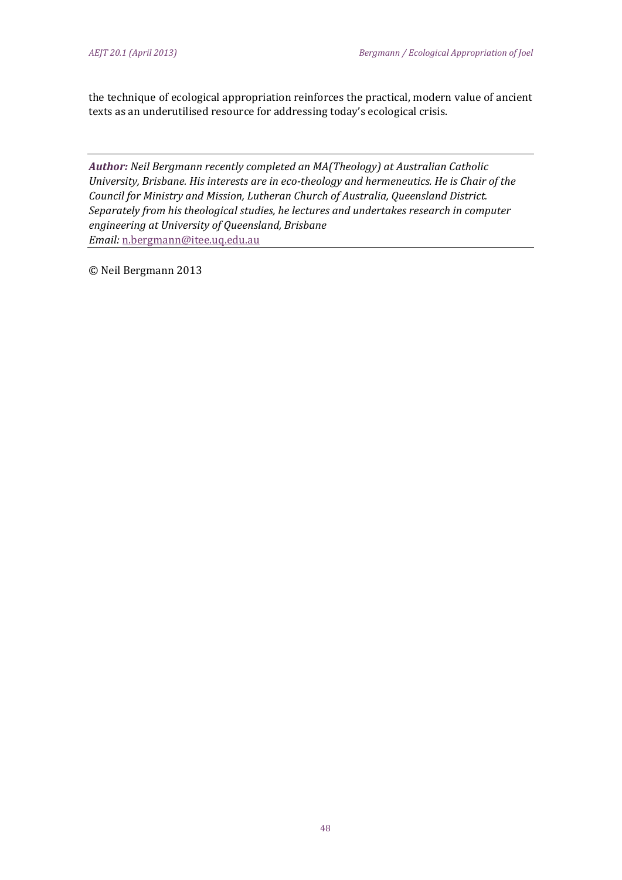the technique of ecological appropriation reinforces the practical, modern value of ancient texts as an underutilised resource for addressing today's ecological crisis.

---

***Author:*** *Neil Bergmann recently completed an MA(Theology) at Australian Catholic University, Brisbane. His interests are in eco-theology and hermeneutics. He is Chair of the Council for Ministry and Mission, Lutheran Church of Australia, Queensland District. Separately from his theological studies, he lectures and undertakes research in computer engineering at University of Queensland, Brisbane*
*Email:* n.bergmann@itee.uq.edu.au

---

© Neil Bergmann 2013